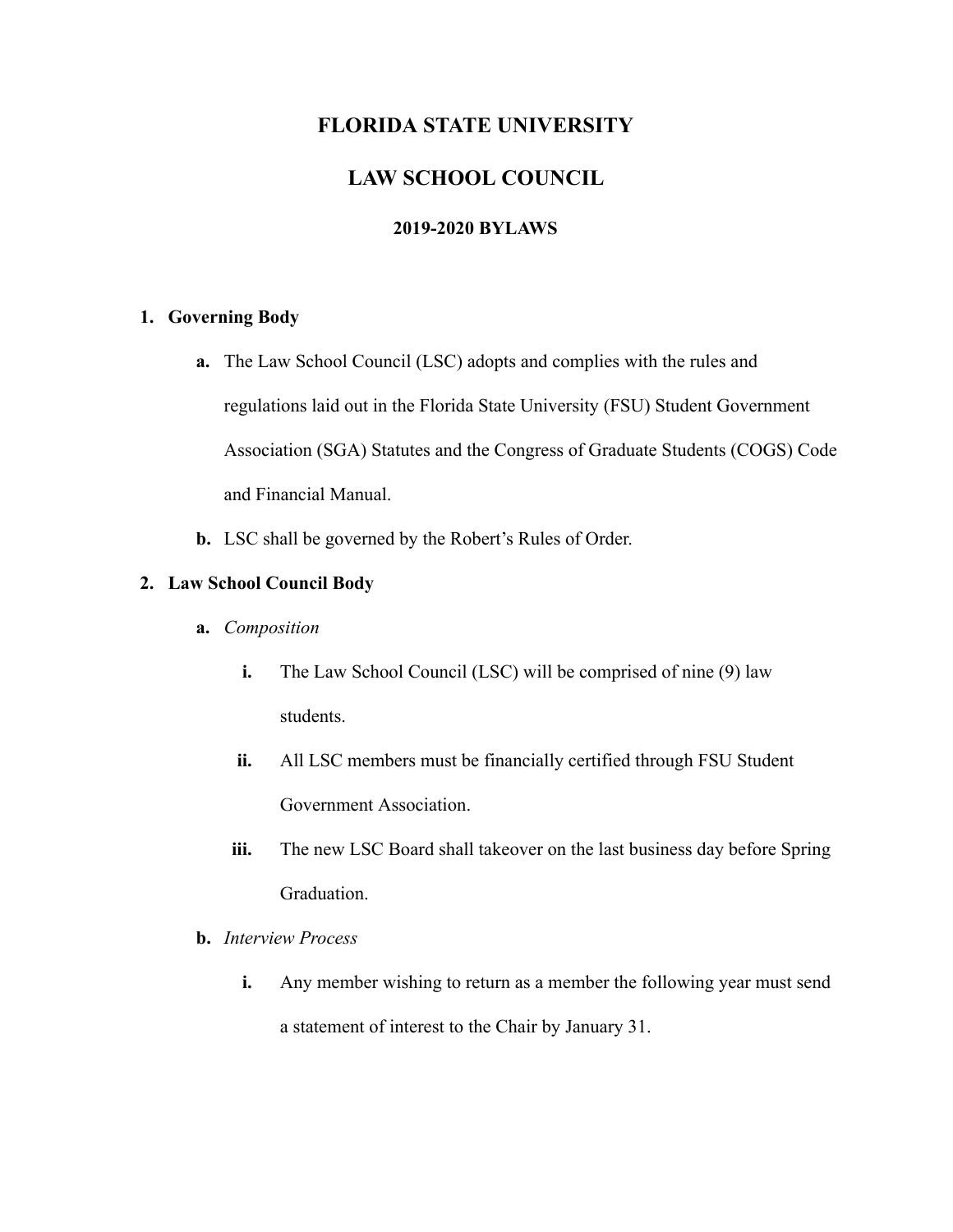# FLORIDA STATE UNIVERSITY

# LAW SCHOOL COUNCIL

### 2019-2020 BYLAWS

1. **Governing Body**

   **a.** The Law School Council (LSC) adopts and complies with the rules and regulations laid out in the Florida State University (FSU) Student Government Association (SGA) Statutes and the Congress of Graduate Students (COGS) Code and Financial Manual.

   **b.** LSC shall be governed by the Robert's Rules of Order.

2. **Law School Council Body**

   **a.** *Composition*

      **i.** The Law School Council (LSC) will be comprised of nine (9) law students.

      **ii.** All LSC members must be financially certified through FSU Student Government Association.

      **iii.** The new LSC Board shall takeover on the last business day before Spring Graduation.

   **b.** *Interview Process*

      **i.** Any member wishing to return as a member the following year must send a statement of interest to the Chair by January 31.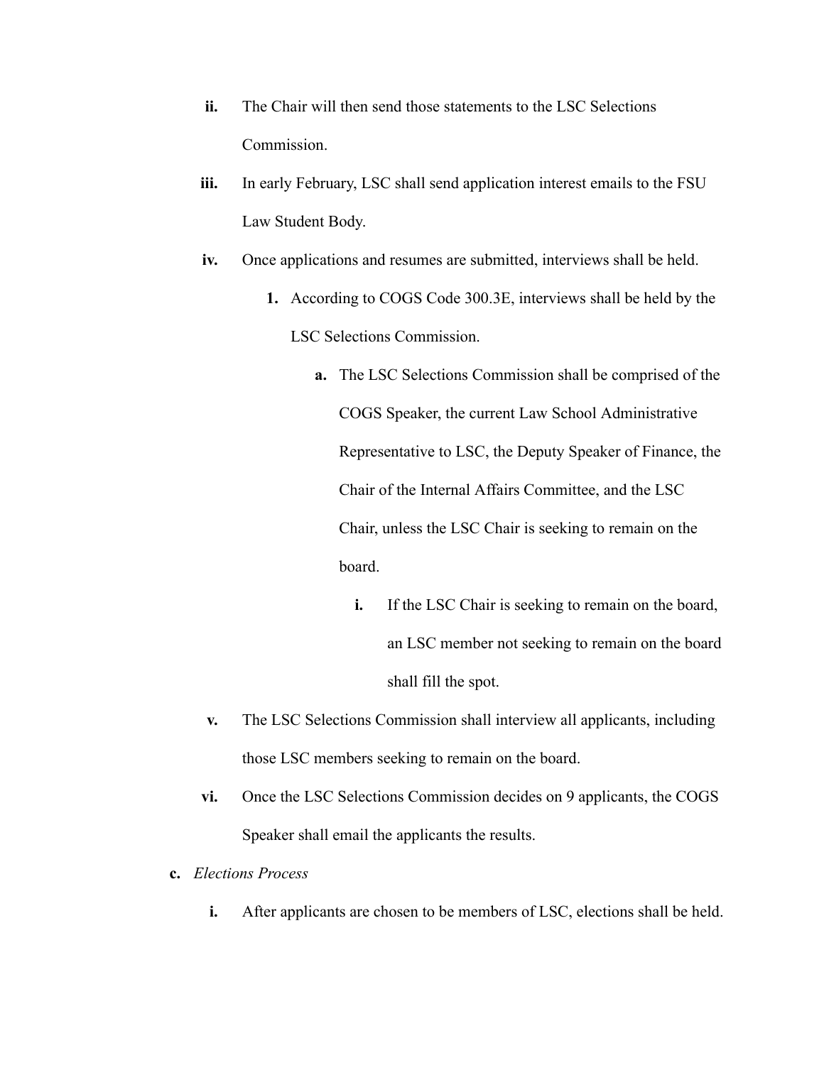ii. The Chair will then send those statements to the LSC Selections Commission.

iii. In early February, LSC shall send application interest emails to the FSU Law Student Body.

iv. Once applications and resumes are submitted, interviews shall be held.

   1. According to COGS Code 300.3E, interviews shall be held by the LSC Selections Commission.

      a. The LSC Selections Commission shall be comprised of the COGS Speaker, the current Law School Administrative Representative to LSC, the Deputy Speaker of Finance, the Chair of the Internal Affairs Committee, and the LSC Chair, unless the LSC Chair is seeking to remain on the board.

         i. If the LSC Chair is seeking to remain on the board, an LSC member not seeking to remain on the board shall fill the spot.

v. The LSC Selections Commission shall interview all applicants, including those LSC members seeking to remain on the board.

vi. Once the LSC Selections Commission decides on 9 applicants, the COGS Speaker shall email the applicants the results.

**c.** *Elections Process*

i. After applicants are chosen to be members of LSC, elections shall be held.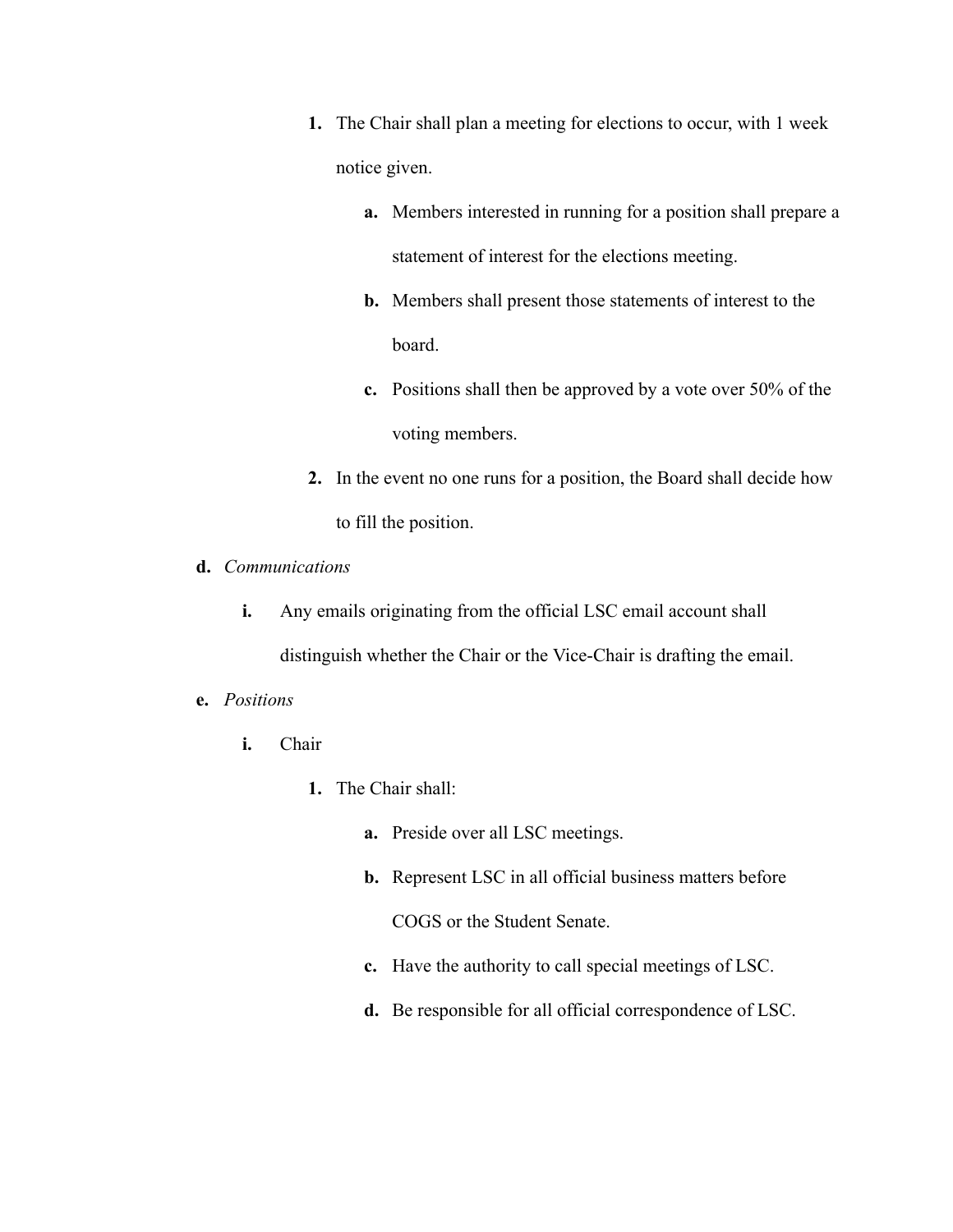1. **1.** The Chair shall plan a meeting for elections to occur, with 1 week notice given.
   - **a.** Members interested in running for a position shall prepare a statement of interest for the elections meeting.
   - **b.** Members shall present those statements of interest to the board.
   - **c.** Positions shall then be approved by a vote over 50% of the voting members.
2. **2.** In the event no one runs for a position, the Board shall decide how to fill the position.

**d.** *Communications*

- **i.** Any emails originating from the official LSC email account shall distinguish whether the Chair or the Vice-Chair is drafting the email.

**e.** *Positions*

- **i.** Chair
  - **1.** The Chair shall:
    - **a.** Preside over all LSC meetings.
    - **b.** Represent LSC in all official business matters before COGS or the Student Senate.
    - **c.** Have the authority to call special meetings of LSC.
    - **d.** Be responsible for all official correspondence of LSC.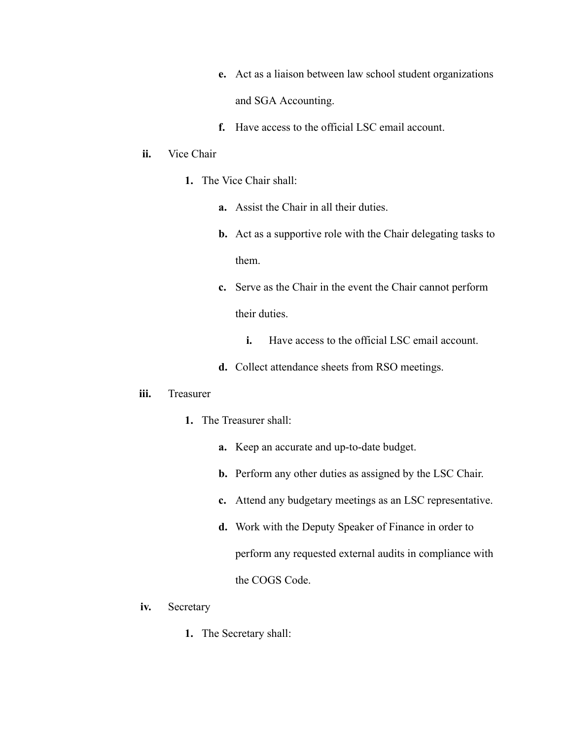e. Act as a liaison between law school student organizations and SGA Accounting.

f. Have access to the official LSC email account.

ii. Vice Chair

1. The Vice Chair shall:

a. Assist the Chair in all their duties.

b. Act as a supportive role with the Chair delegating tasks to them.

c. Serve as the Chair in the event the Chair cannot perform their duties.

i. Have access to the official LSC email account.

d. Collect attendance sheets from RSO meetings.

iii. Treasurer

1. The Treasurer shall:

a. Keep an accurate and up-to-date budget.

b. Perform any other duties as assigned by the LSC Chair.

c. Attend any budgetary meetings as an LSC representative.

d. Work with the Deputy Speaker of Finance in order to perform any requested external audits in compliance with the COGS Code.

iv. Secretary

1. The Secretary shall: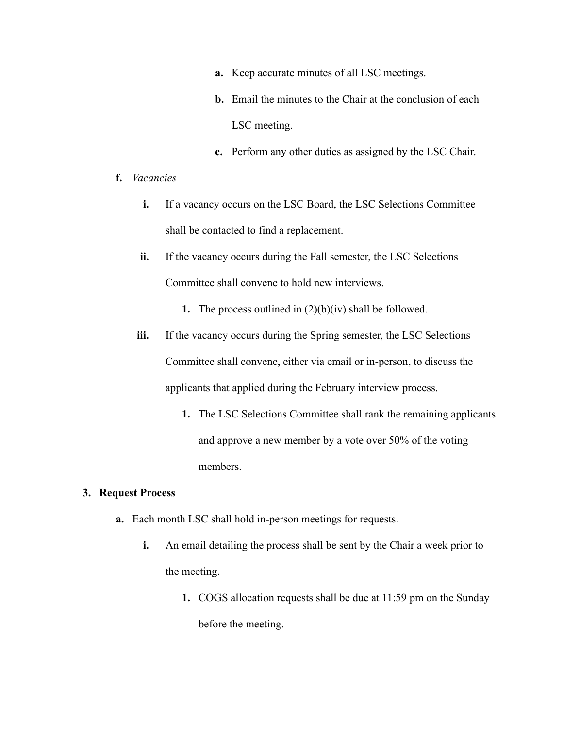- **a.** Keep accurate minutes of all LSC meetings.
- **b.** Email the minutes to the Chair at the conclusion of each LSC meeting.
- **c.** Perform any other duties as assigned by the LSC Chair.

**f.** *Vacancies*

- **i.** If a vacancy occurs on the LSC Board, the LSC Selections Committee shall be contacted to find a replacement.
- **ii.** If the vacancy occurs during the Fall semester, the LSC Selections Committee shall convene to hold new interviews.
  - **1.** The process outlined in (2)(b)(iv) shall be followed.
- **iii.** If the vacancy occurs during the Spring semester, the LSC Selections Committee shall convene, either via email or in-person, to discuss the applicants that applied during the February interview process.
  - **1.** The LSC Selections Committee shall rank the remaining applicants and approve a new member by a vote over 50% of the voting members.

## 3. Request Process

**a.** Each month LSC shall hold in-person meetings for requests.

- **i.** An email detailing the process shall be sent by the Chair a week prior to the meeting.
  - **1.** COGS allocation requests shall be due at 11:59 pm on the Sunday before the meeting.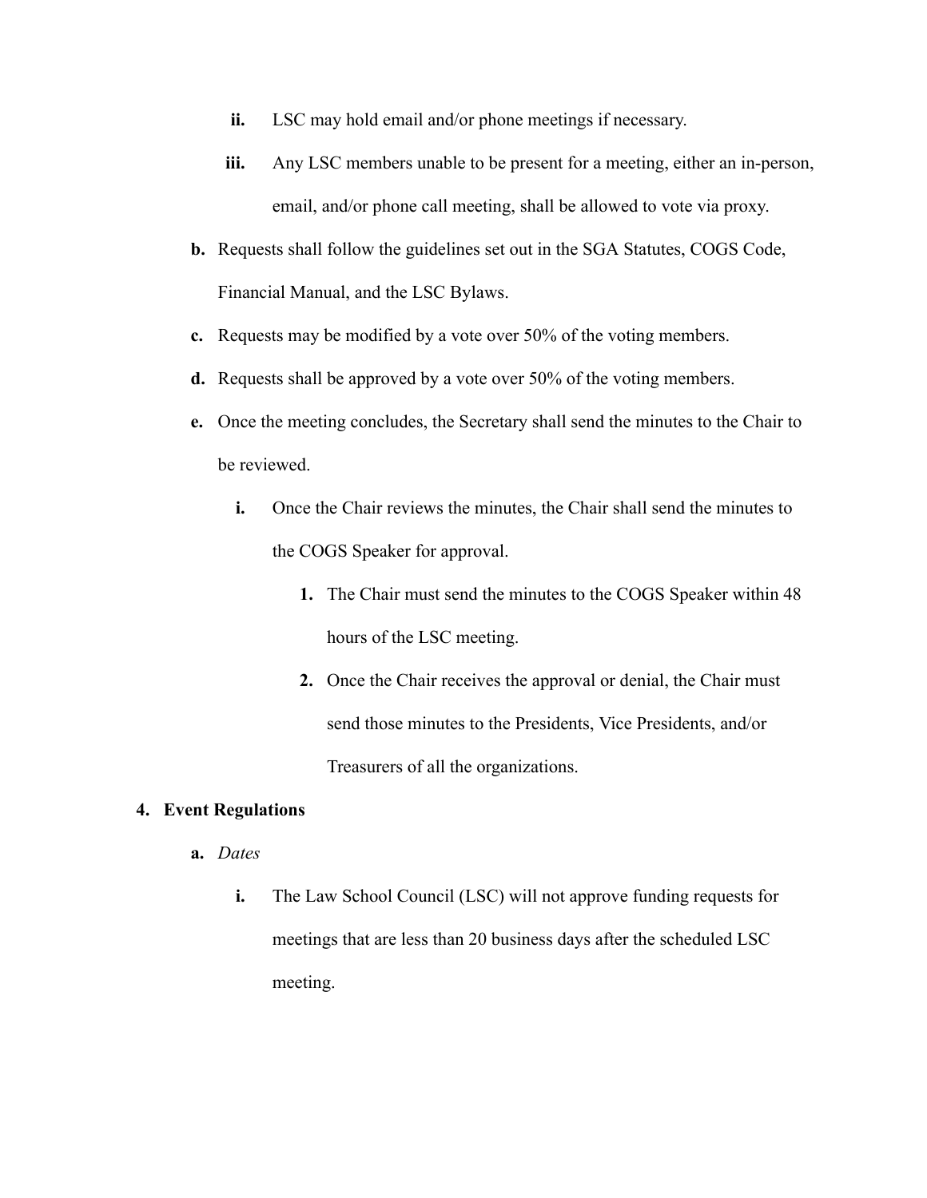ii. LSC may hold email and/or phone meetings if necessary.

  iii. Any LSC members unable to be present for a meeting, either an in-person, email, and/or phone call meeting, shall be allowed to vote via proxy.

 **b.** Requests shall follow the guidelines set out in the SGA Statutes, COGS Code, Financial Manual, and the LSC Bylaws.

 **c.** Requests may be modified by a vote over 50% of the voting members.

 **d.** Requests shall be approved by a vote over 50% of the voting members.

 **e.** Once the meeting concludes, the Secretary shall send the minutes to the Chair to be reviewed.

  **i.** Once the Chair reviews the minutes, the Chair shall send the minutes to the COGS Speaker for approval.

   **1.** The Chair must send the minutes to the COGS Speaker within 48 hours of the LSC meeting.

   **2.** Once the Chair receives the approval or denial, the Chair must send those minutes to the Presidents, Vice Presidents, and/or Treasurers of all the organizations.

**4. Event Regulations**

 **a.** *Dates*

  **i.** The Law School Council (LSC) will not approve funding requests for meetings that are less than 20 business days after the scheduled LSC meeting.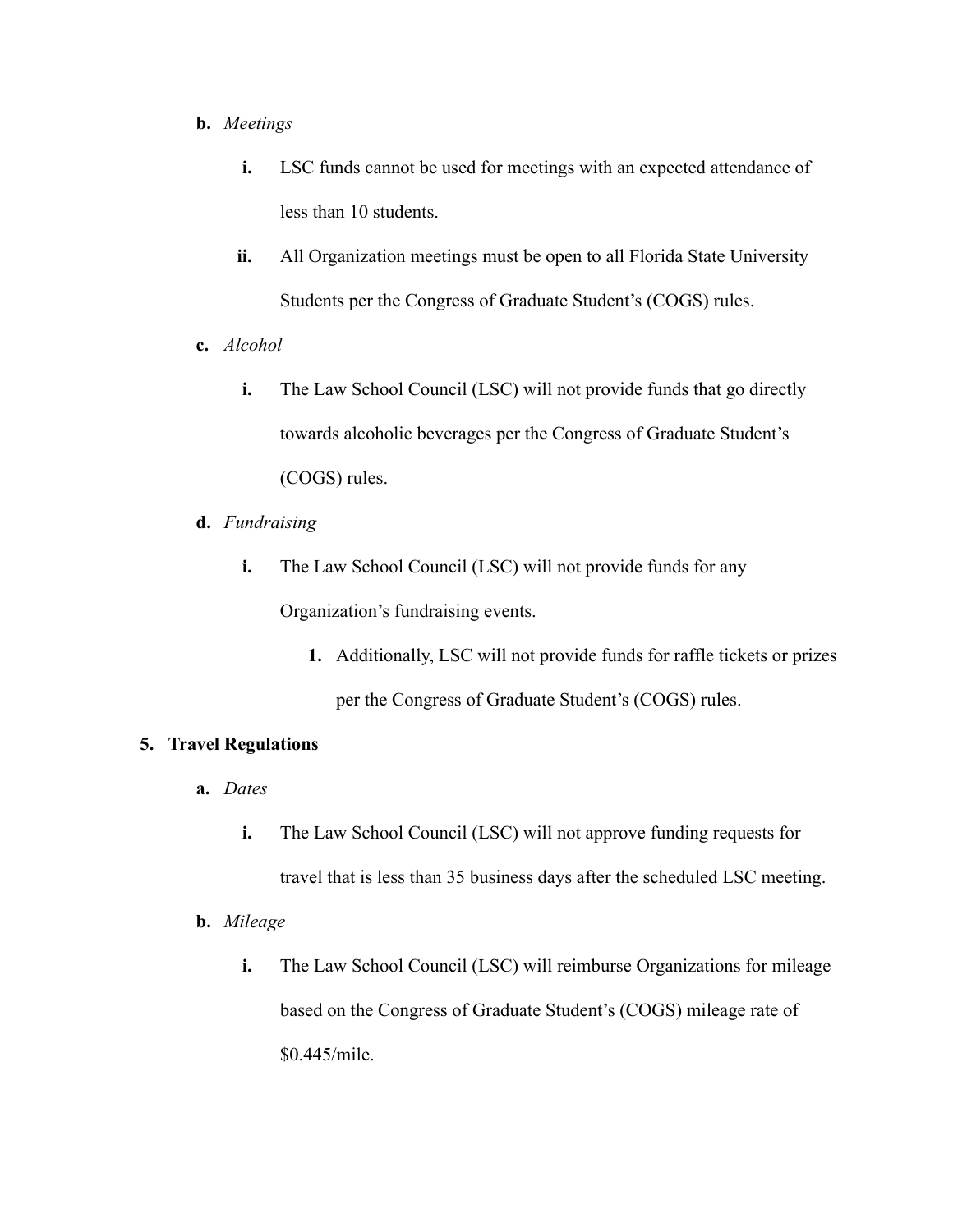b. *Meetings*

   i. LSC funds cannot be used for meetings with an expected attendance of less than 10 students.

   ii. All Organization meetings must be open to all Florida State University Students per the Congress of Graduate Student's (COGS) rules.

c. *Alcohol*

   i. The Law School Council (LSC) will not provide funds that go directly towards alcoholic beverages per the Congress of Graduate Student's (COGS) rules.

d. *Fundraising*

   i. The Law School Council (LSC) will not provide funds for any Organization's fundraising events.

      1. Additionally, LSC will not provide funds for raffle tickets or prizes per the Congress of Graduate Student's (COGS) rules.

**5. Travel Regulations**

a. *Dates*

   i. The Law School Council (LSC) will not approve funding requests for travel that is less than 35 business days after the scheduled LSC meeting.

b. *Mileage*

   i. The Law School Council (LSC) will reimburse Organizations for mileage based on the Congress of Graduate Student's (COGS) mileage rate of $0.445/mile.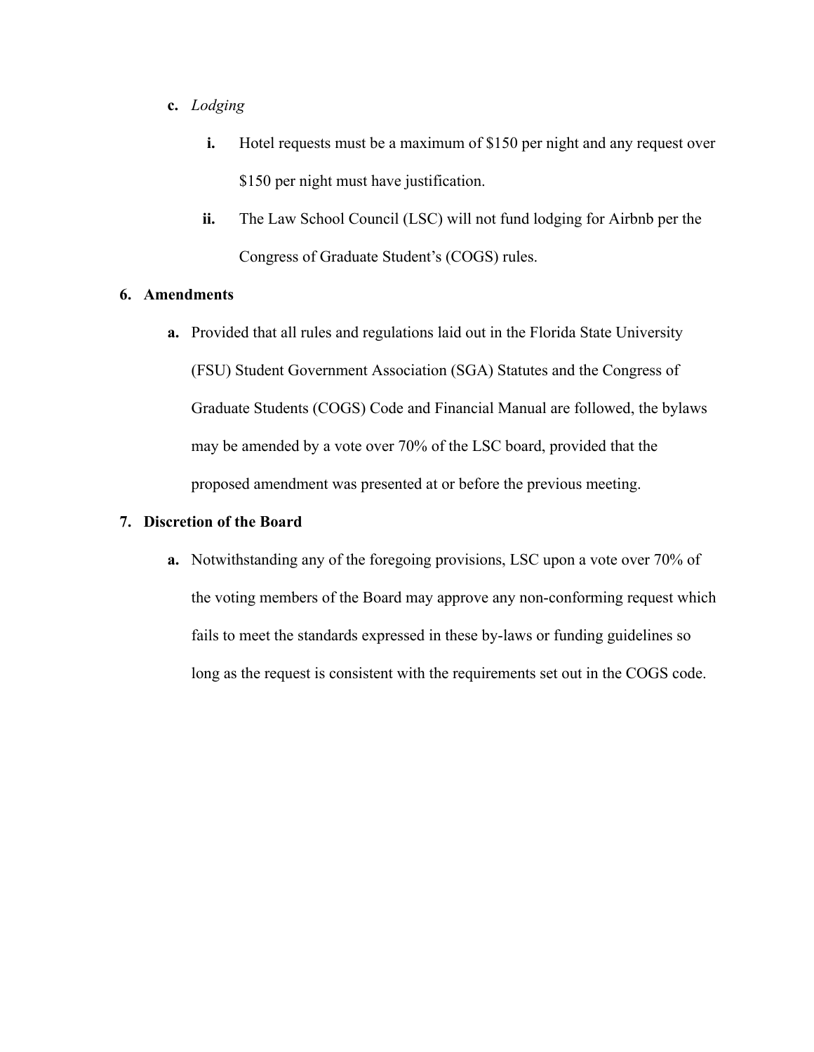c. *Lodging*

   i. Hotel requests must be a maximum of $150 per night and any request over $150 per night must have justification.

   ii. The Law School Council (LSC) will not fund lodging for Airbnb per the Congress of Graduate Student's (COGS) rules.

**6. Amendments**

a. Provided that all rules and regulations laid out in the Florida State University (FSU) Student Government Association (SGA) Statutes and the Congress of Graduate Students (COGS) Code and Financial Manual are followed, the bylaws may be amended by a vote over 70% of the LSC board, provided that the proposed amendment was presented at or before the previous meeting.

**7. Discretion of the Board**

a. Notwithstanding any of the foregoing provisions, LSC upon a vote over 70% of the voting members of the Board may approve any non-conforming request which fails to meet the standards expressed in these by-laws or funding guidelines so long as the request is consistent with the requirements set out in the COGS code.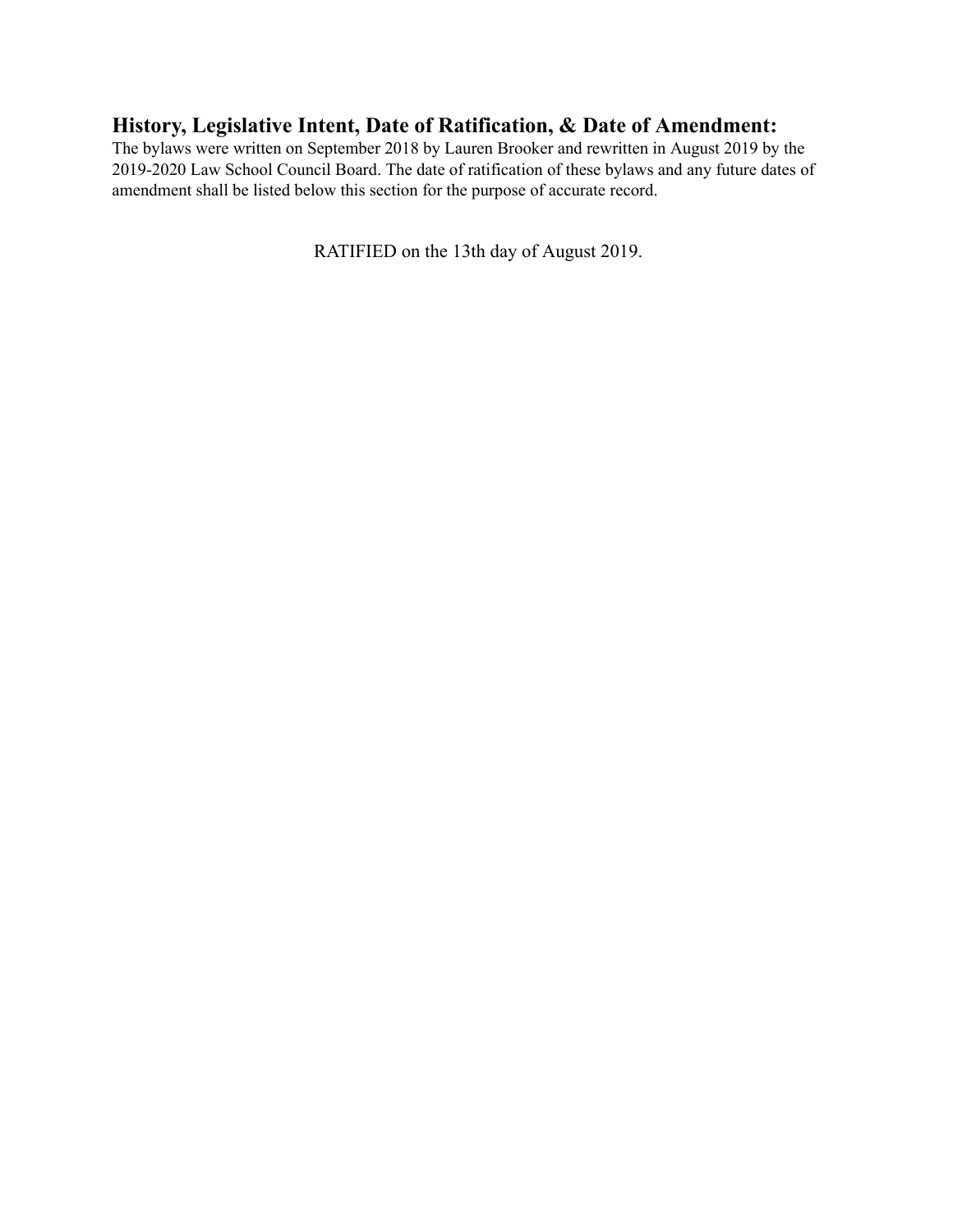## History, Legislative Intent, Date of Ratification, & Date of Amendment:

The bylaws were written on September 2018 by Lauren Brooker and rewritten in August 2019 by the 2019-2020 Law School Council Board. The date of ratification of these bylaws and any future dates of amendment shall be listed below this section for the purpose of accurate record.

RATIFIED on the 13th day of August 2019.